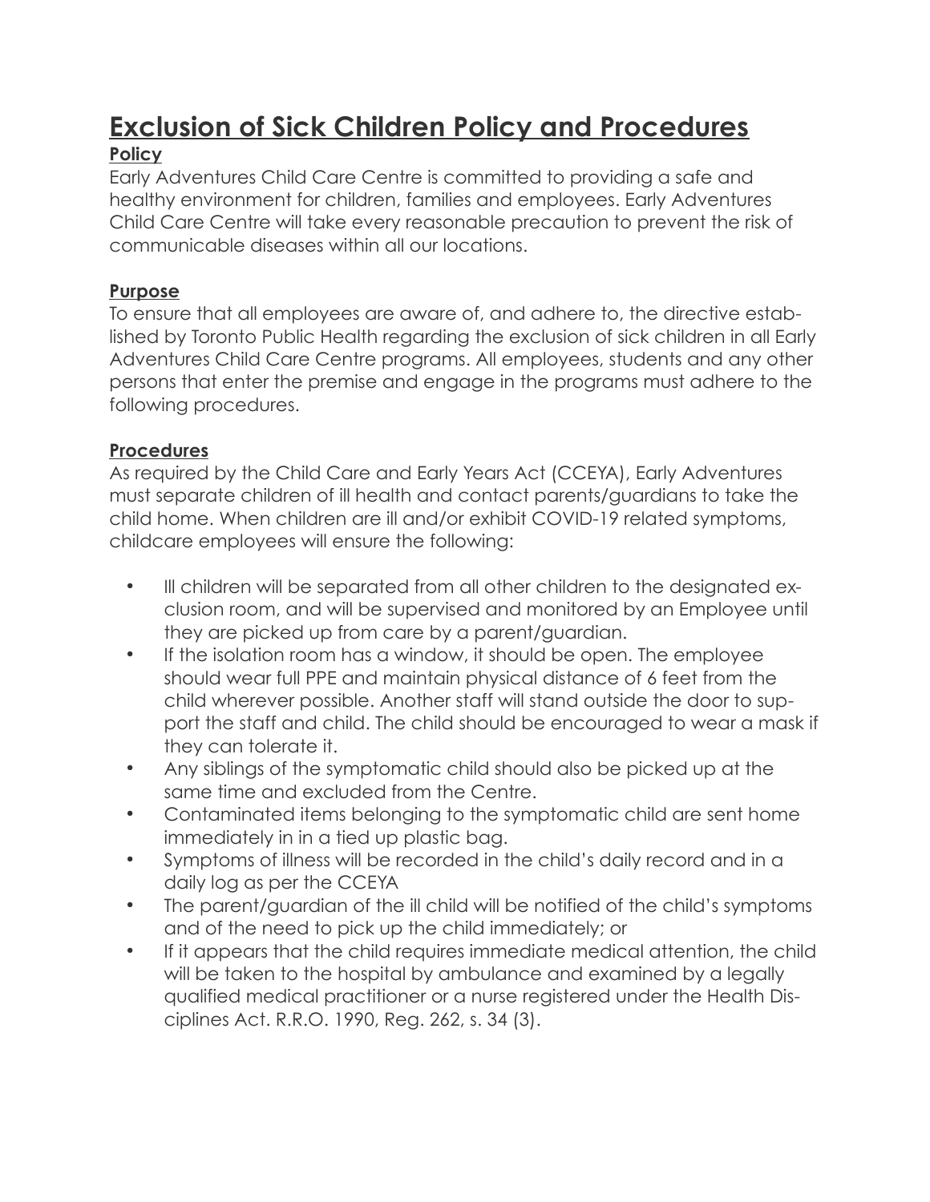# Exclusion of Sick Children Policy and Procedures

## Policy

Early Adventures Child Care Centre is committed to providing a safe and healthy environment for children, families and employees. Early Adventures Child Care Centre will take every reasonable precaution to prevent the risk of communicable diseases within all our locations.

## Purpose

To ensure that all employees are aware of, and adhere to, the directive established by Toronto Public Health regarding the exclusion of sick children in all Early Adventures Child Care Centre programs. All employees, students and any other persons that enter the premise and engage in the programs must adhere to the following procedures.

## Procedures

As required by the Child Care and Early Years Act (CCEYA), Early Adventures must separate children of ill health and contact parents/guardians to take the child home. When children are ill and/or exhibit COVID-19 related symptoms, childcare employees will ensure the following:

- Ill children will be separated from all other children to the designated exclusion room, and will be supervised and monitored by an Employee until they are picked up from care by a parent/guardian.
- If the isolation room has a window, it should be open. The employee should wear full PPE and maintain physical distance of 6 feet from the child wherever possible. Another staff will stand outside the door to support the staff and child. The child should be encouraged to wear a mask if they can tolerate it.
- Any siblings of the symptomatic child should also be picked up at the same time and excluded from the Centre.
- Contaminated items belonging to the symptomatic child are sent home immediately in in a tied up plastic bag.
- Symptoms of illness will be recorded in the child's daily record and in a daily log as per the CCEYA
- The parent/guardian of the ill child will be notified of the child's symptoms and of the need to pick up the child immediately; or
- If it appears that the child requires immediate medical attention, the child will be taken to the hospital by ambulance and examined by a legally qualified medical practitioner or a nurse registered under the Health Disciplines Act. R.R.O. 1990, Reg. 262, s. 34 (3).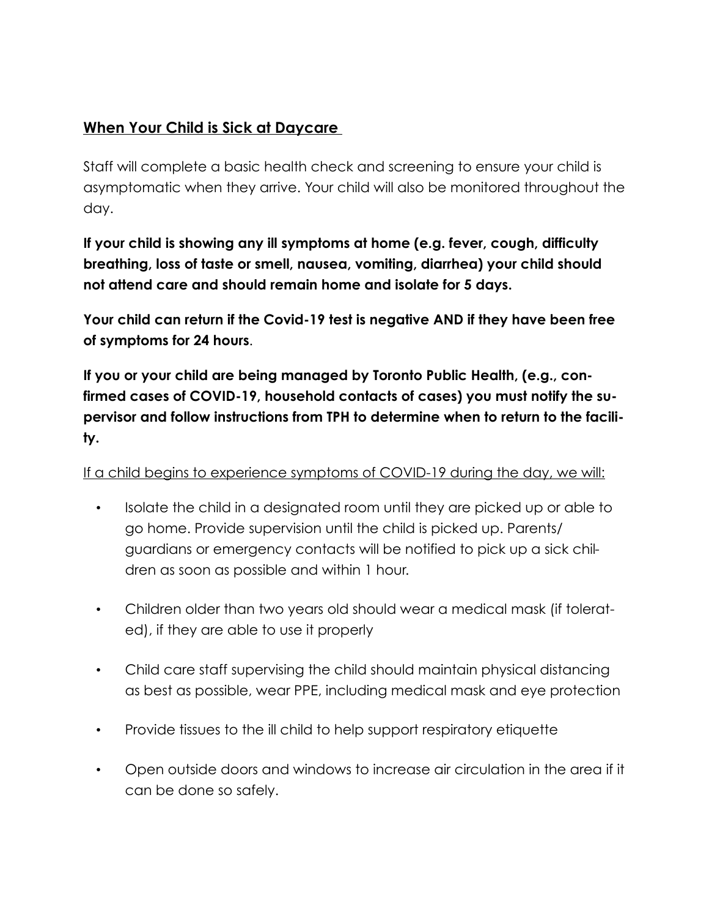## When Your Child is Sick at Daycare

Staff will complete a basic health check and screening to ensure your child is asymptomatic when they arrive. Your child will also be monitored throughout the day.

**If your child is showing any ill symptoms at home (e.g. fever, cough, difficulty breathing, loss of taste or smell, nausea, vomiting, diarrhea) your child should not attend care and should remain home and isolate for 5 days.**

**Your child can return if the Covid-19 test is negative AND if they have been free of symptoms for 24 hours**.

**If you or your child are being managed by Toronto Public Health, (e.g., confirmed cases of COVID-19, household contacts of cases) you must notify the supervisor and follow instructions from TPH to determine when to return to the facility.**

If a child begins to experience symptoms of COVID-19 during the day, we will:

- Isolate the child in a designated room until they are picked up or able to go home. Provide supervision until the child is picked up. Parents/ guardians or emergency contacts will be notified to pick up a sick children as soon as possible and within 1 hour.
- Children older than two years old should wear a medical mask (if tolerated), if they are able to use it properly
- Child care staff supervising the child should maintain physical distancing as best as possible, wear PPE, including medical mask and eye protection
- Provide tissues to the ill child to help support respiratory etiquette
- Open outside doors and windows to increase air circulation in the area if it can be done so safely.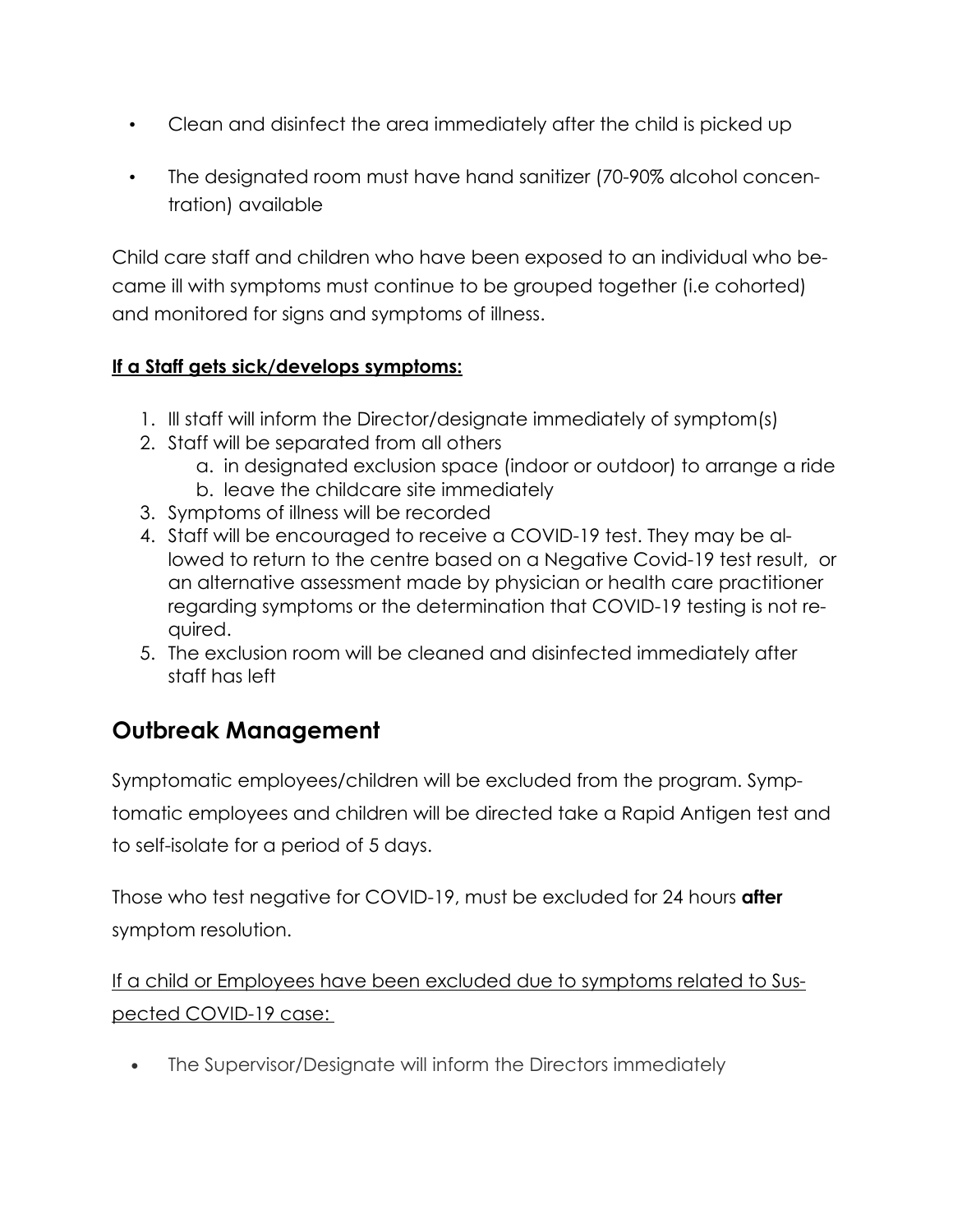- Clean and disinfect the area immediately after the child is picked up
- The designated room must have hand sanitizer (70-90% alcohol concentration) available

Child care staff and children who have been exposed to an individual who became ill with symptoms must continue to be grouped together (i.e cohorted) and monitored for signs and symptoms of illness.

**If a Staff gets sick/develops symptoms:**

1. Ill staff will inform the Director/designate immediately of symptom(s)
2. Staff will be separated from all others
   a. in designated exclusion space (indoor or outdoor) to arrange a ride
   b. leave the childcare site immediately
3. Symptoms of illness will be recorded
4. Staff will be encouraged to receive a COVID-19 test. They may be allowed to return to the centre based on a Negative Covid-19 test result, or an alternative assessment made by physician or health care practitioner regarding symptoms or the determination that COVID-19 testing is not required.
5. The exclusion room will be cleaned and disinfected immediately after staff has left

## Outbreak Management

Symptomatic employees/children will be excluded from the program. Symptomatic employees and children will be directed take a Rapid Antigen test and to self-isolate for a period of 5 days.

Those who test negative for COVID-19, must be excluded for 24 hours **after** symptom resolution.

<u>If a child or Employees have been excluded due to symptoms related to Suspected COVID-19 case:</u>

- The Supervisor/Designate will inform the Directors immediately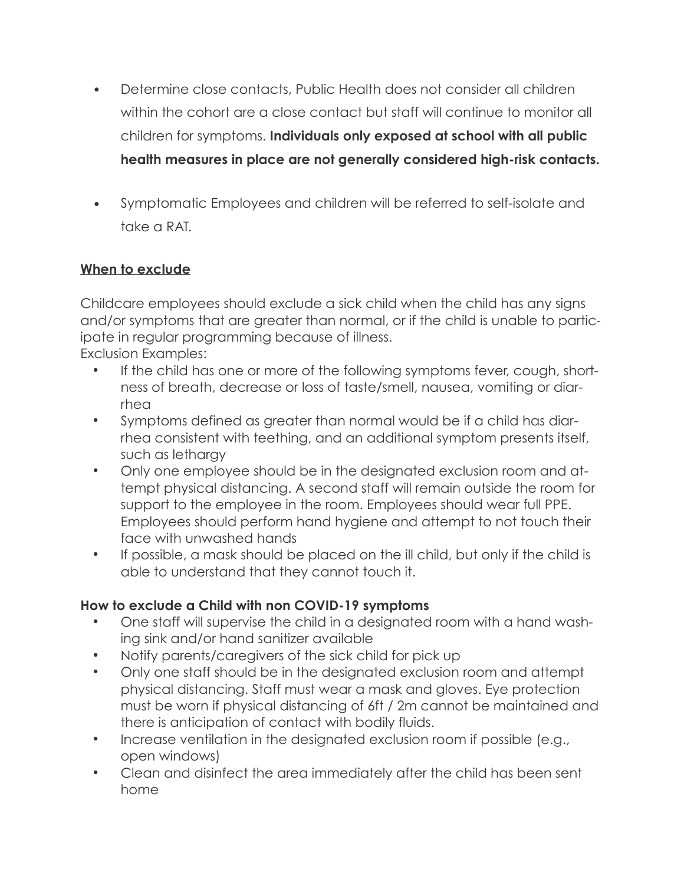- Determine close contacts, Public Health does not consider all children within the cohort are a close contact but staff will continue to monitor all children for symptoms. **Individuals only exposed at school with all public health measures in place are not generally considered high-risk contacts.**

- Symptomatic Employees and children will be referred to self-isolate and take a RAT.

**<u>When to exclude</u>**

Childcare employees should exclude a sick child when the child has any signs and/or symptoms that are greater than normal, or if the child is unable to participate in regular programming because of illness.
Exclusion Examples:

- If the child has one or more of the following symptoms fever, cough, shortness of breath, decrease or loss of taste/smell, nausea, vomiting or diarrhea
- Symptoms defined as greater than normal would be if a child has diarrhea consistent with teething, and an additional symptom presents itself, such as lethargy
- Only one employee should be in the designated exclusion room and attempt physical distancing. A second staff will remain outside the room for support to the employee in the room. Employees should wear full PPE. Employees should perform hand hygiene and attempt to not touch their face with unwashed hands
- If possible, a mask should be placed on the ill child, but only if the child is able to understand that they cannot touch it.

**How to exclude a Child with non COVID-19 symptoms**

- One staff will supervise the child in a designated room with a hand washing sink and/or hand sanitizer available
- Notify parents/caregivers of the sick child for pick up
- Only one staff should be in the designated exclusion room and attempt physical distancing. Staff must wear a mask and gloves. Eye protection must be worn if physical distancing of 6ft / 2m cannot be maintained and there is anticipation of contact with bodily fluids.
- Increase ventilation in the designated exclusion room if possible (e.g., open windows)
- Clean and disinfect the area immediately after the child has been sent home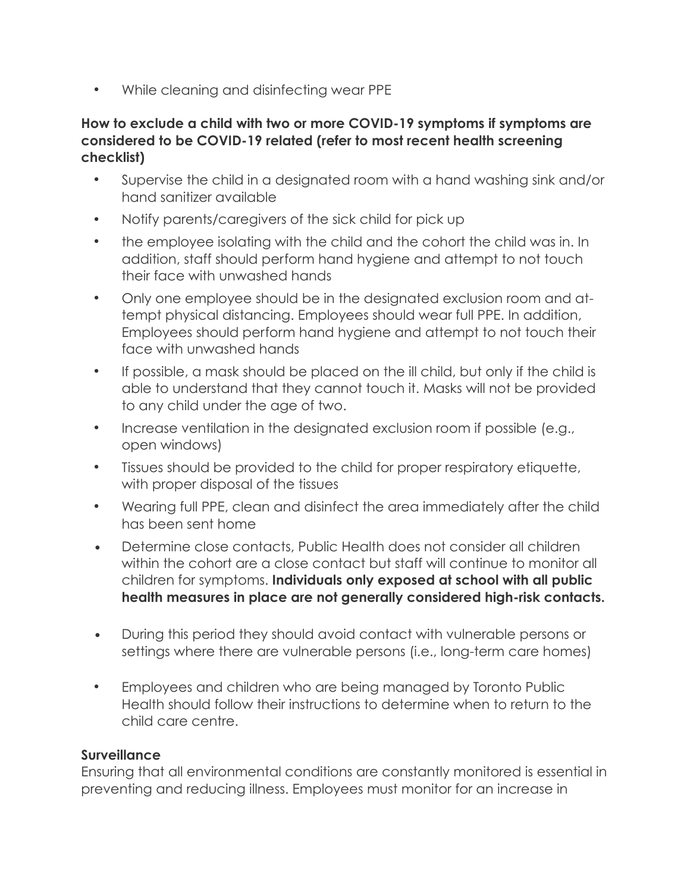- While cleaning and disinfecting wear PPE

**How to exclude a child with two or more COVID-19 symptoms if symptoms are considered to be COVID-19 related (refer to most recent health screening checklist)**

- Supervise the child in a designated room with a hand washing sink and/or hand sanitizer available
- Notify parents/caregivers of the sick child for pick up
- the employee isolating with the child and the cohort the child was in. In addition, staff should perform hand hygiene and attempt to not touch their face with unwashed hands
- Only one employee should be in the designated exclusion room and attempt physical distancing. Employees should wear full PPE. In addition, Employees should perform hand hygiene and attempt to not touch their face with unwashed hands
- If possible, a mask should be placed on the ill child, but only if the child is able to understand that they cannot touch it. Masks will not be provided to any child under the age of two.
- Increase ventilation in the designated exclusion room if possible (e.g., open windows)
- Tissues should be provided to the child for proper respiratory etiquette, with proper disposal of the tissues
- Wearing full PPE, clean and disinfect the area immediately after the child has been sent home
- Determine close contacts, Public Health does not consider all children within the cohort are a close contact but staff will continue to monitor all children for symptoms. **Individuals only exposed at school with all public health measures in place are not generally considered high-risk contacts.**
- During this period they should avoid contact with vulnerable persons or settings where there are vulnerable persons (i.e., long-term care homes)
- Employees and children who are being managed by Toronto Public Health should follow their instructions to determine when to return to the child care centre.

**Surveillance**

Ensuring that all environmental conditions are constantly monitored is essential in preventing and reducing illness. Employees must monitor for an increase in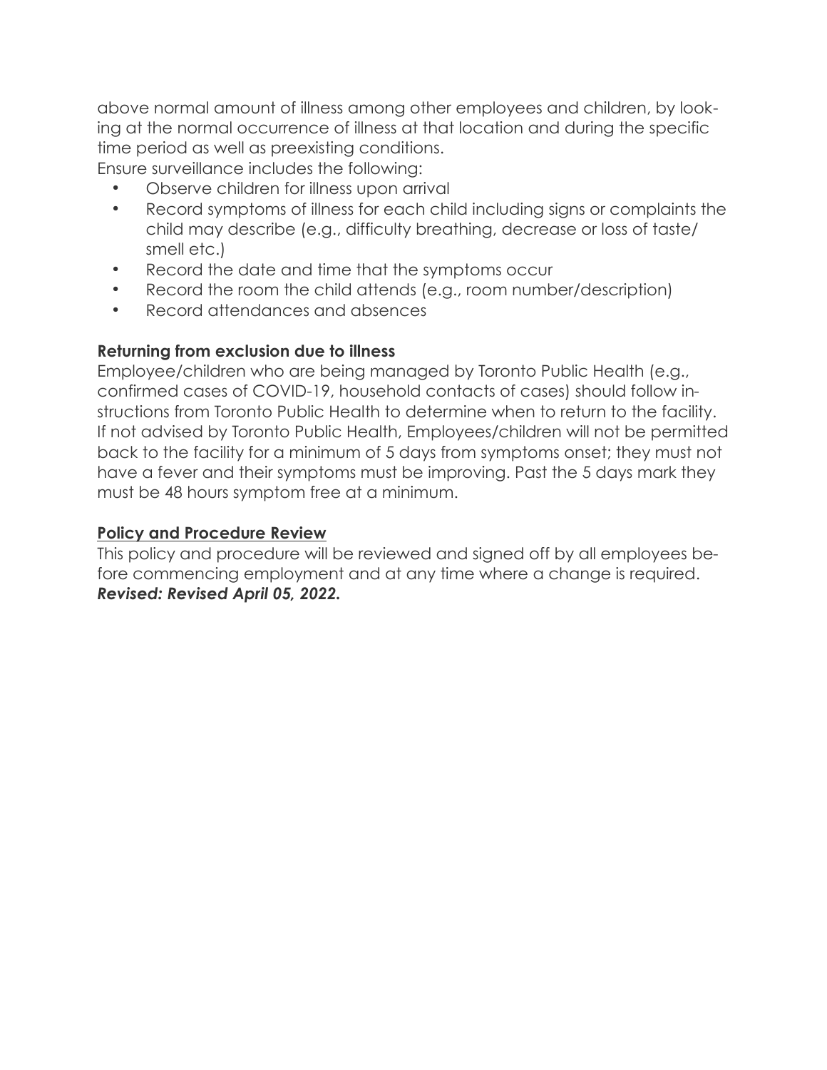above normal amount of illness among other employees and children, by looking at the normal occurrence of illness at that location and during the specific time period as well as preexisting conditions.

Ensure surveillance includes the following:

- Observe children for illness upon arrival
- Record symptoms of illness for each child including signs or complaints the child may describe (e.g., difficulty breathing, decrease or loss of taste/ smell etc.)
- Record the date and time that the symptoms occur
- Record the room the child attends (e.g., room number/description)
- Record attendances and absences

**Returning from exclusion due to illness**

Employee/children who are being managed by Toronto Public Health (e.g., confirmed cases of COVID-19, household contacts of cases) should follow instructions from Toronto Public Health to determine when to return to the facility. If not advised by Toronto Public Health, Employees/children will not be permitted back to the facility for a minimum of 5 days from symptoms onset; they must not have a fever and their symptoms must be improving. Past the 5 days mark they must be 48 hours symptom free at a minimum.

**Policy and Procedure Review**

This policy and procedure will be reviewed and signed off by all employees before commencing employment and at any time where a change is required.

***Revised: Revised April 05, 2022.***